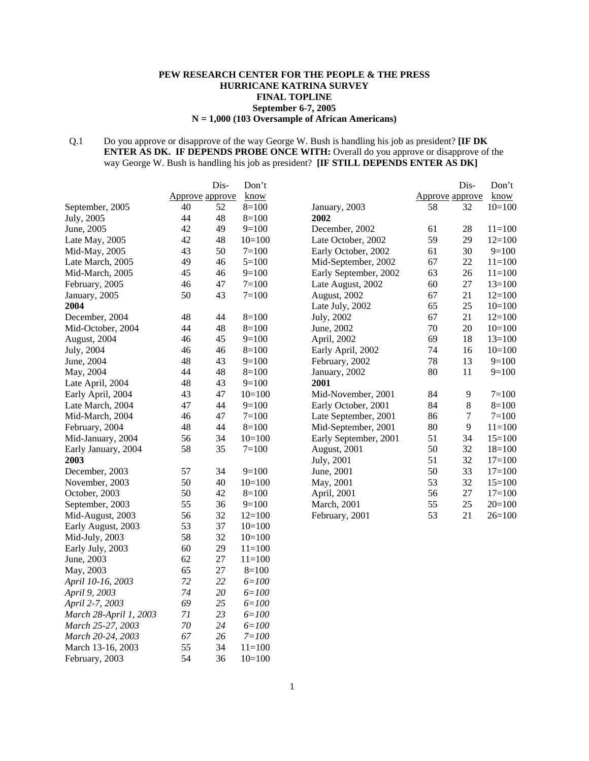**PEW RESEARCH CENTER FOR THE PEOPLE & THE PRESS**
**HURRICANE KATRINA SURVEY**
**FINAL TOPLINE**
**September 6-7, 2005**
**N = 1,000 (103 Oversample of African Americans)**

Q.1 Do you approve or disapprove of the way George W. Bush is handling his job as president? **[IF DK ENTER AS DK. IF DEPENDS PROBE ONCE WITH:** Overall do you approve or disapprove of the way George W. Bush is handling his job as president? **[IF STILL DEPENDS ENTER AS DK]**

| | Approve | Dis-approve | Don't know |
|---|---|---|---|
| September, 2005 | 40 | 52 | 8=100 |
| July, 2005 | 44 | 48 | 8=100 |
| June, 2005 | 42 | 49 | 9=100 |
| Late May, 2005 | 42 | 48 | 10=100 |
| Mid-May, 2005 | 43 | 50 | 7=100 |
| Late March, 2005 | 49 | 46 | 5=100 |
| Mid-March, 2005 | 45 | 46 | 9=100 |
| February, 2005 | 46 | 47 | 7=100 |
| January, 2005 | 50 | 43 | 7=100 |
| **2004** | | | |
| December, 2004 | 48 | 44 | 8=100 |
| Mid-October, 2004 | 44 | 48 | 8=100 |
| August, 2004 | 46 | 45 | 9=100 |
| July, 2004 | 46 | 46 | 8=100 |
| June, 2004 | 48 | 43 | 9=100 |
| May, 2004 | 44 | 48 | 8=100 |
| Late April, 2004 | 48 | 43 | 9=100 |
| Early April, 2004 | 43 | 47 | 10=100 |
| Late March, 2004 | 47 | 44 | 9=100 |
| Mid-March, 2004 | 46 | 47 | 7=100 |
| February, 2004 | 48 | 44 | 8=100 |
| Mid-January, 2004 | 56 | 34 | 10=100 |
| Early January, 2004 | 58 | 35 | 7=100 |
| **2003** | | | |
| December, 2003 | 57 | 34 | 9=100 |
| November, 2003 | 50 | 40 | 10=100 |
| October, 2003 | 50 | 42 | 8=100 |
| September, 2003 | 55 | 36 | 9=100 |
| Mid-August, 2003 | 56 | 32 | 12=100 |
| Early August, 2003 | 53 | 37 | 10=100 |
| Mid-July, 2003 | 58 | 32 | 10=100 |
| Early July, 2003 | 60 | 29 | 11=100 |
| June, 2003 | 62 | 27 | 11=100 |
| May, 2003 | 65 | 27 | 8=100 |
| *April 10-16, 2003* | *72* | *22* | *6=100* |
| *April 9, 2003* | *74* | *20* | *6=100* |
| *April 2-7, 2003* | *69* | *25* | *6=100* |
| *March 28-April 1, 2003* | *71* | *23* | *6=100* |
| *March 25-27, 2003* | *70* | *24* | *6=100* |
| *March 20-24, 2003* | *67* | *26* | *7=100* |
| March 13-16, 2003 | 55 | 34 | 11=100 |
| February, 2003 | 54 | 36 | 10=100 |
| January, 2003 | 58 | 32 | 10=100 |
| **2002** | | | |
| December, 2002 | 61 | 28 | 11=100 |
| Late October, 2002 | 59 | 29 | 12=100 |
| Early October, 2002 | 61 | 30 | 9=100 |
| Mid-September, 2002 | 67 | 22 | 11=100 |
| Early September, 2002 | 63 | 26 | 11=100 |
| Late August, 2002 | 60 | 27 | 13=100 |
| August, 2002 | 67 | 21 | 12=100 |
| Late July, 2002 | 65 | 25 | 10=100 |
| July, 2002 | 67 | 21 | 12=100 |
| June, 2002 | 70 | 20 | 10=100 |
| April, 2002 | 69 | 18 | 13=100 |
| Early April, 2002 | 74 | 16 | 10=100 |
| February, 2002 | 78 | 13 | 9=100 |
| January, 2002 | 80 | 11 | 9=100 |
| **2001** | | | |
| Mid-November, 2001 | 84 | 9 | 7=100 |
| Early October, 2001 | 84 | 8 | 8=100 |
| Late September, 2001 | 86 | 7 | 7=100 |
| Mid-September, 2001 | 80 | 9 | 11=100 |
| Early September, 2001 | 51 | 34 | 15=100 |
| August, 2001 | 50 | 32 | 18=100 |
| July, 2001 | 51 | 32 | 17=100 |
| June, 2001 | 50 | 33 | 17=100 |
| May, 2001 | 53 | 32 | 15=100 |
| April, 2001 | 56 | 27 | 17=100 |
| March, 2001 | 55 | 25 | 20=100 |
| February, 2001 | 53 | 21 | 26=100 |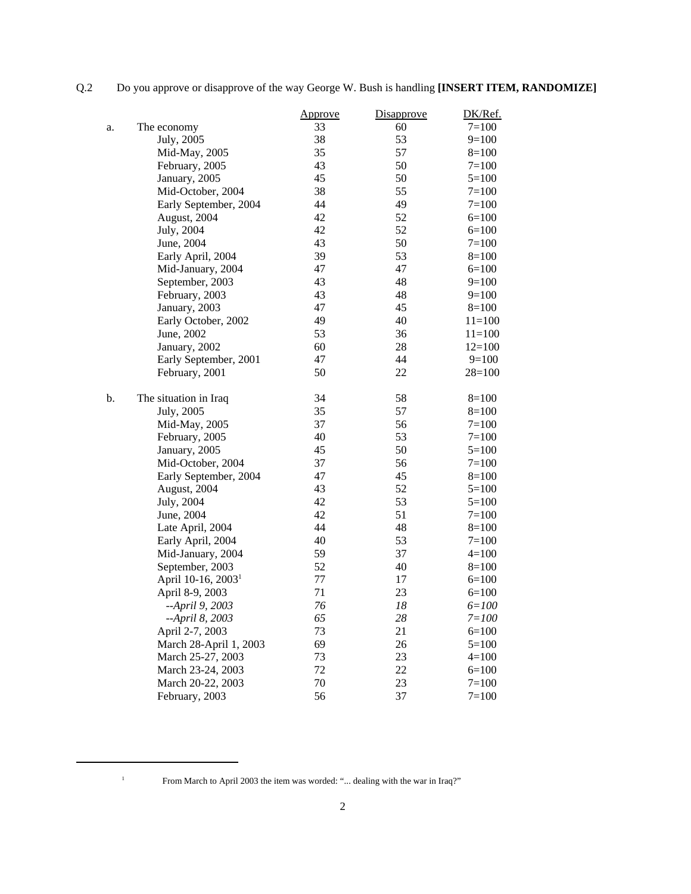Q.2 Do you approve or disapprove of the way George W. Bush is handling **[INSERT ITEM, RANDOMIZE]**

| | | Approve | Disapprove | DK/Ref. |
|---|---|---|---|---|
| a. | The economy | 33 | 60 | 7=100 |
| | July, 2005 | 38 | 53 | 9=100 |
| | Mid-May, 2005 | 35 | 57 | 8=100 |
| | February, 2005 | 43 | 50 | 7=100 |
| | January, 2005 | 45 | 50 | 5=100 |
| | Mid-October, 2004 | 38 | 55 | 7=100 |
| | Early September, 2004 | 44 | 49 | 7=100 |
| | August, 2004 | 42 | 52 | 6=100 |
| | July, 2004 | 42 | 52 | 6=100 |
| | June, 2004 | 43 | 50 | 7=100 |
| | Early April, 2004 | 39 | 53 | 8=100 |
| | Mid-January, 2004 | 47 | 47 | 6=100 |
| | September, 2003 | 43 | 48 | 9=100 |
| | February, 2003 | 43 | 48 | 9=100 |
| | January, 2003 | 47 | 45 | 8=100 |
| | Early October, 2002 | 49 | 40 | 11=100 |
| | June, 2002 | 53 | 36 | 11=100 |
| | January, 2002 | 60 | 28 | 12=100 |
| | Early September, 2001 | 47 | 44 | 9=100 |
| | February, 2001 | 50 | 22 | 28=100 |
| | | | | |
| b. | The situation in Iraq | 34 | 58 | 8=100 |
| | July, 2005 | 35 | 57 | 8=100 |
| | Mid-May, 2005 | 37 | 56 | 7=100 |
| | February, 2005 | 40 | 53 | 7=100 |
| | January, 2005 | 45 | 50 | 5=100 |
| | Mid-October, 2004 | 37 | 56 | 7=100 |
| | Early September, 2004 | 47 | 45 | 8=100 |
| | August, 2004 | 43 | 52 | 5=100 |
| | July, 2004 | 42 | 53 | 5=100 |
| | June, 2004 | 42 | 51 | 7=100 |
| | Late April, 2004 | 44 | 48 | 8=100 |
| | Early April, 2004 | 40 | 53 | 7=100 |
| | Mid-January, 2004 | 59 | 37 | 4=100 |
| | September, 2003 | 52 | 40 | 8=100 |
| | April 10-16, 2003[1] | 77 | 17 | 6=100 |
| | April 8-9, 2003 | 71 | 23 | 6=100 |
| | *--April 9, 2003* | *76* | *18* | *6=100* |
| | *--April 8, 2003* | *65* | *28* | *7=100* |
| | April 2-7, 2003 | 73 | 21 | 6=100 |
| | March 28-April 1, 2003 | 69 | 26 | 5=100 |
| | March 25-27, 2003 | 73 | 23 | 4=100 |
| | March 23-24, 2003 | 72 | 22 | 6=100 |
| | March 20-22, 2003 | 70 | 23 | 7=100 |
| | February, 2003 | 56 | 37 | 7=100 |

[1] From March to April 2003 the item was worded: "... dealing with the war in Iraq?"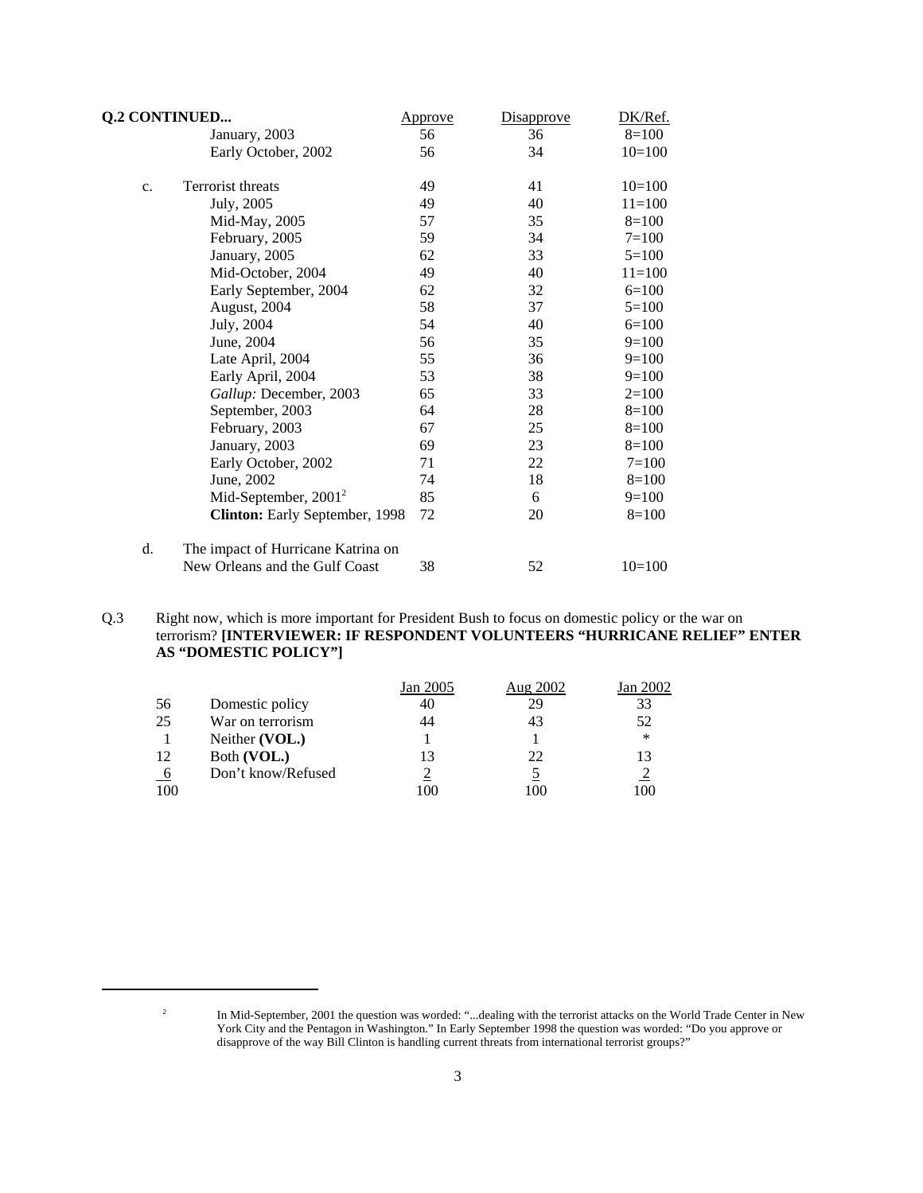| **Q.2 CONTINUED...** | Approve | Disapprove | DK/Ref. |
|---|---|---|---|
| January, 2003 | 56 | 36 | 8=100 |
| Early October, 2002 | 56 | 34 | 10=100 |
| | | | |
| c. Terrorist threats | 49 | 41 | 10=100 |
| July, 2005 | 49 | 40 | 11=100 |
| Mid-May, 2005 | 57 | 35 | 8=100 |
| February, 2005 | 59 | 34 | 7=100 |
| January, 2005 | 62 | 33 | 5=100 |
| Mid-October, 2004 | 49 | 40 | 11=100 |
| Early September, 2004 | 62 | 32 | 6=100 |
| August, 2004 | 58 | 37 | 5=100 |
| July, 2004 | 54 | 40 | 6=100 |
| June, 2004 | 56 | 35 | 9=100 |
| Late April, 2004 | 55 | 36 | 9=100 |
| Early April, 2004 | 53 | 38 | 9=100 |
| *Gallup:* December, 2003 | 65 | 33 | 2=100 |
| September, 2003 | 64 | 28 | 8=100 |
| February, 2003 | 67 | 25 | 8=100 |
| January, 2003 | 69 | 23 | 8=100 |
| Early October, 2002 | 71 | 22 | 7=100 |
| June, 2002 | 74 | 18 | 8=100 |
| Mid-September, 2001[2] | 85 | 6 | 9=100 |
| **Clinton:** Early September, 1998 | 72 | 20 | 8=100 |
| | | | |
| d. The impact of Hurricane Katrina on New Orleans and the Gulf Coast | 38 | 52 | 10=100 |

Q.3 Right now, which is more important for President Bush to focus on domestic policy or the war on terrorism? **[INTERVIEWER: IF RESPONDENT VOLUNTEERS "HURRICANE RELIEF" ENTER AS "DOMESTIC POLICY"]**

| | | Jan 2005 | Aug 2002 | Jan 2002 |
|---|---|---|---|---|
| 56 | Domestic policy | 40 | 29 | 33 |
| 25 | War on terrorism | 44 | 43 | 52 |
| 1 | Neither **(VOL.)** | 1 | 1 | * |
| 12 | Both **(VOL.)** | 13 | 22 | 13 |
| 6 | Don't know/Refused | 2 | 5 | 2 |
| 100 | | 100 | 100 | 100 |

---

[2] In Mid-September, 2001 the question was worded: "...dealing with the terrorist attacks on the World Trade Center in New York City and the Pentagon in Washington." In Early September 1998 the question was worded: "Do you approve or disapprove of the way Bill Clinton is handling current threats from international terrorist groups?"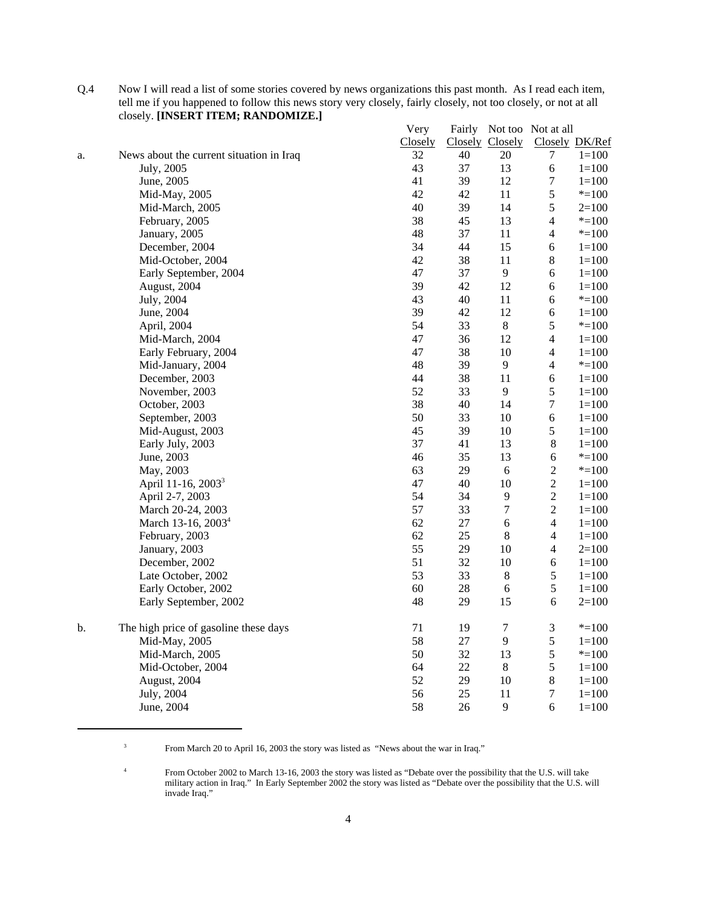Q.4 Now I will read a list of some stories covered by news organizations this past month. As I read each item, tell me if you happened to follow this news story very closely, fairly closely, not too closely, or not at all closely. **[INSERT ITEM; RANDOMIZE.]**

| | | Very Closely | Fairly Closely | Not too Closely | Not at all Closely | DK/Ref |
|---|---|---|---|---|---|---|
| a. | News about the current situation in Iraq | 32 | 40 | 20 | 7 | 1=100 |
| | July, 2005 | 43 | 37 | 13 | 6 | 1=100 |
| | June, 2005 | 41 | 39 | 12 | 7 | 1=100 |
| | Mid-May, 2005 | 42 | 42 | 11 | 5 | *=100 |
| | Mid-March, 2005 | 40 | 39 | 14 | 5 | 2=100 |
| | February, 2005 | 38 | 45 | 13 | 4 | *=100 |
| | January, 2005 | 48 | 37 | 11 | 4 | *=100 |
| | December, 2004 | 34 | 44 | 15 | 6 | 1=100 |
| | Mid-October, 2004 | 42 | 38 | 11 | 8 | 1=100 |
| | Early September, 2004 | 47 | 37 | 9 | 6 | 1=100 |
| | August, 2004 | 39 | 42 | 12 | 6 | 1=100 |
| | July, 2004 | 43 | 40 | 11 | 6 | *=100 |
| | June, 2004 | 39 | 42 | 12 | 6 | 1=100 |
| | April, 2004 | 54 | 33 | 8 | 5 | *=100 |
| | Mid-March, 2004 | 47 | 36 | 12 | 4 | 1=100 |
| | Early February, 2004 | 47 | 38 | 10 | 4 | 1=100 |
| | Mid-January, 2004 | 48 | 39 | 9 | 4 | *=100 |
| | December, 2003 | 44 | 38 | 11 | 6 | 1=100 |
| | November, 2003 | 52 | 33 | 9 | 5 | 1=100 |
| | October, 2003 | 38 | 40 | 14 | 7 | 1=100 |
| | September, 2003 | 50 | 33 | 10 | 6 | 1=100 |
| | Mid-August, 2003 | 45 | 39 | 10 | 5 | 1=100 |
| | Early July, 2003 | 37 | 41 | 13 | 8 | 1=100 |
| | June, 2003 | 46 | 35 | 13 | 6 | *=100 |
| | May, 2003 | 63 | 29 | 6 | 2 | *=100 |
| | April 11-16, 2003[3] | 47 | 40 | 10 | 2 | 1=100 |
| | April 2-7, 2003 | 54 | 34 | 9 | 2 | 1=100 |
| | March 20-24, 2003 | 57 | 33 | 7 | 2 | 1=100 |
| | March 13-16, 2003[4] | 62 | 27 | 6 | 4 | 1=100 |
| | February, 2003 | 62 | 25 | 8 | 4 | 1=100 |
| | January, 2003 | 55 | 29 | 10 | 4 | 2=100 |
| | December, 2002 | 51 | 32 | 10 | 6 | 1=100 |
| | Late October, 2002 | 53 | 33 | 8 | 5 | 1=100 |
| | Early October, 2002 | 60 | 28 | 6 | 5 | 1=100 |
| | Early September, 2002 | 48 | 29 | 15 | 6 | 2=100 |
| b. | The high price of gasoline these days | 71 | 19 | 7 | 3 | *=100 |
| | Mid-May, 2005 | 58 | 27 | 9 | 5 | 1=100 |
| | Mid-March, 2005 | 50 | 32 | 13 | 5 | *=100 |
| | Mid-October, 2004 | 64 | 22 | 8 | 5 | 1=100 |
| | August, 2004 | 52 | 29 | 10 | 8 | 1=100 |
| | July, 2004 | 56 | 25 | 11 | 7 | 1=100 |
| | June, 2004 | 58 | 26 | 9 | 6 | 1=100 |

[3] From March 20 to April 16, 2003 the story was listed as "News about the war in Iraq."

[4] From October 2002 to March 13-16, 2003 the story was listed as "Debate over the possibility that the U.S. will take military action in Iraq." In Early September 2002 the story was listed as "Debate over the possibility that the U.S. will invade Iraq."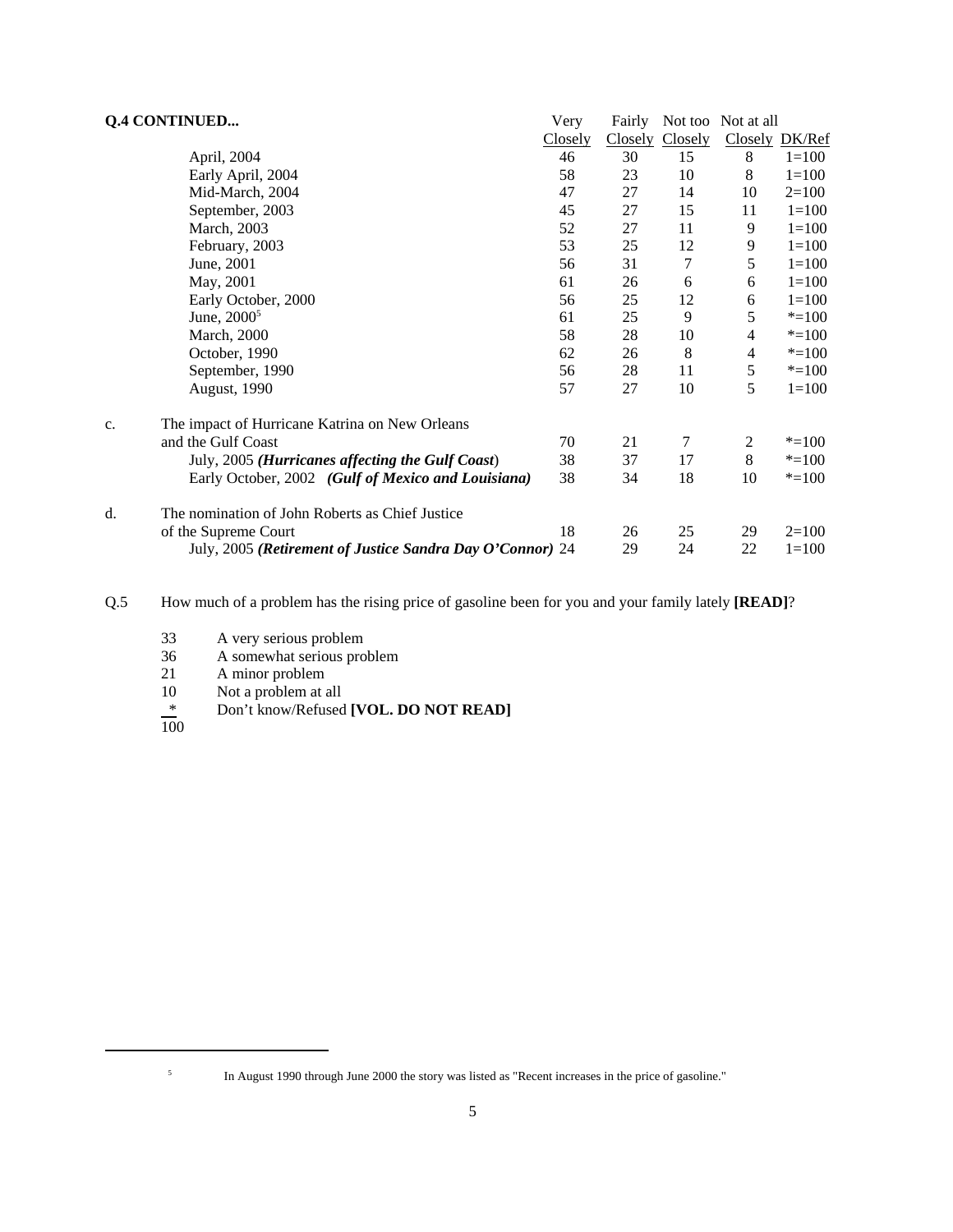**Q.4 CONTINUED...**

| | Very Closely | Fairly Closely | Not too Closely | Not at all Closely | DK/Ref |
|---|---|---|---|---|---|
| April, 2004 | 46 | 30 | 15 | 8 | 1=100 |
| Early April, 2004 | 58 | 23 | 10 | 8 | 1=100 |
| Mid-March, 2004 | 47 | 27 | 14 | 10 | 2=100 |
| September, 2003 | 45 | 27 | 15 | 11 | 1=100 |
| March, 2003 | 52 | 27 | 11 | 9 | 1=100 |
| February, 2003 | 53 | 25 | 12 | 9 | 1=100 |
| June, 2001 | 56 | 31 | 7 | 5 | 1=100 |
| May, 2001 | 61 | 26 | 6 | 6 | 1=100 |
| Early October, 2000 | 56 | 25 | 12 | 6 | 1=100 |
| June, 2000[5] | 61 | 25 | 9 | 5 | *=100 |
| March, 2000 | 58 | 28 | 10 | 4 | *=100 |
| October, 1990 | 62 | 26 | 8 | 4 | *=100 |
| September, 1990 | 56 | 28 | 11 | 5 | *=100 |
| August, 1990 | 57 | 27 | 10 | 5 | 1=100 |
| c. The impact of Hurricane Katrina on New Orleans and the Gulf Coast | 70 | 21 | 7 | 2 | *=100 |
| July, 2005 ***(Hurricanes affecting the Gulf Coast)*** | 38 | 37 | 17 | 8 | *=100 |
| Early October, 2002 ***(Gulf of Mexico and Louisiana)*** | 38 | 34 | 18 | 10 | *=100 |
| d. The nomination of John Roberts as Chief Justice of the Supreme Court | 18 | 26 | 25 | 29 | 2=100 |
| July, 2005 ***(Retirement of Justice Sandra Day O'Connor)*** | 24 | 29 | 24 | 22 | 1=100 |

Q.5 How much of a problem has the rising price of gasoline been for you and your family lately **[READ]**?

| | |
|---|---|
| 33 | A very serious problem |
| 36 | A somewhat serious problem |
| 21 | A minor problem |
| 10 | Not a problem at all |
| * | Don't know/Refused **[VOL. DO NOT READ]** |
| 100 | |

[5] In August 1990 through June 2000 the story was listed as "Recent increases in the price of gasoline."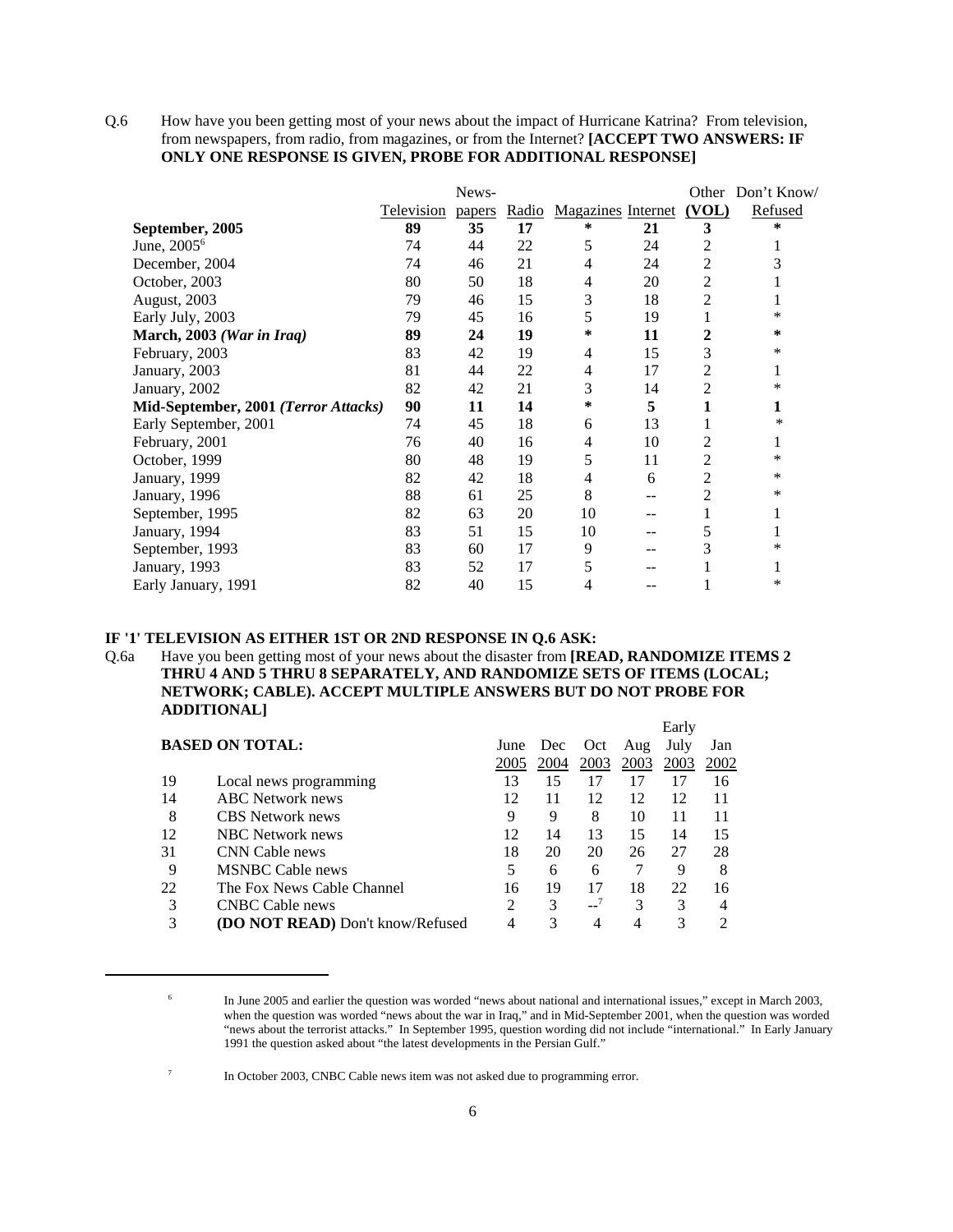Q.6 How have you been getting most of your news about the impact of Hurricane Katrina? From television, from newspapers, from radio, from magazines, or from the Internet? **[ACCEPT TWO ANSWERS: IF ONLY ONE RESPONSE IS GIVEN, PROBE FOR ADDITIONAL RESPONSE]**

| | Television | News-papers | Radio | Magazines | Internet | Other (VOL) | Don't Know/ Refused |
|---|---|---|---|---|---|---|---|
| **September, 2005** | **89** | **35** | **17** | **\*** | **21** | **3** | **\*** |
| June, 2005[6] | 74 | 44 | 22 | 5 | 24 | 2 | 1 |
| December, 2004 | 74 | 46 | 21 | 4 | 24 | 2 | 3 |
| October, 2003 | 80 | 50 | 18 | 4 | 20 | 2 | 1 |
| August, 2003 | 79 | 46 | 15 | 3 | 18 | 2 | 1 |
| Early July, 2003 | 79 | 45 | 16 | 5 | 19 | 1 | * |
| **March, 2003** ***(War in Iraq)*** | **89** | **24** | **19** | **\*** | **11** | **2** | **\*** |
| February, 2003 | 83 | 42 | 19 | 4 | 15 | 3 | * |
| January, 2003 | 81 | 44 | 22 | 4 | 17 | 2 | 1 |
| January, 2002 | 82 | 42 | 21 | 3 | 14 | 2 | * |
| **Mid-September, 2001** ***(Terror Attacks)*** | **90** | **11** | **14** | **\*** | **5** | **1** | **1** |
| Early September, 2001 | 74 | 45 | 18 | 6 | 13 | 1 | * |
| February, 2001 | 76 | 40 | 16 | 4 | 10 | 2 | 1 |
| October, 1999 | 80 | 48 | 19 | 5 | 11 | 2 | * |
| January, 1999 | 82 | 42 | 18 | 4 | 6 | 2 | * |
| January, 1996 | 88 | 61 | 25 | 8 | -- | 2 | * |
| September, 1995 | 82 | 63 | 20 | 10 | -- | 1 | 1 |
| January, 1994 | 83 | 51 | 15 | 10 | -- | 5 | 1 |
| September, 1993 | 83 | 60 | 17 | 9 | -- | 3 | * |
| January, 1993 | 83 | 52 | 17 | 5 | -- | 1 | 1 |
| Early January, 1991 | 82 | 40 | 15 | 4 | -- | 1 | * |

**IF '1' TELEVISION AS EITHER 1ST OR 2ND RESPONSE IN Q.6 ASK:**

Q.6a Have you been getting most of your news about the disaster from **[READ, RANDOMIZE ITEMS 2 THRU 4 AND 5 THRU 8 SEPARATELY, AND RANDOMIZE SETS OF ITEMS (LOCAL; NETWORK; CABLE). ACCEPT MULTIPLE ANSWERS BUT DO NOT PROBE FOR ADDITIONAL]**

| **BASED ON TOTAL:** | | June 2005 | Dec 2004 | Oct 2003 | Aug 2003 | Early July 2003 | Jan 2002 |
|---|---|---|---|---|---|---|---|
| 19 | Local news programming | 13 | 15 | 17 | 17 | 17 | 16 |
| 14 | ABC Network news | 12 | 11 | 12 | 12 | 12 | 11 |
| 8 | CBS Network news | 9 | 9 | 8 | 10 | 11 | 11 |
| 12 | NBC Network news | 12 | 14 | 13 | 15 | 14 | 15 |
| 31 | CNN Cable news | 18 | 20 | 20 | 26 | 27 | 28 |
| 9 | MSNBC Cable news | 5 | 6 | 6 | 7 | 9 | 8 |
| 22 | The Fox News Cable Channel | 16 | 19 | 17 | 18 | 22 | 16 |
| 3 | CNBC Cable news | 2 | 3 | --[7] | 3 | 3 | 4 |
| 3 | **(DO NOT READ)** Don't know/Refused | 4 | 3 | 4 | 4 | 3 | 2 |

[6] In June 2005 and earlier the question was worded "news about national and international issues," except in March 2003, when the question was worded "news about the war in Iraq," and in Mid-September 2001, when the question was worded "news about the terrorist attacks." In September 1995, question wording did not include "international." In Early January 1991 the question asked about "the latest developments in the Persian Gulf."

[7] In October 2003, CNBC Cable news item was not asked due to programming error.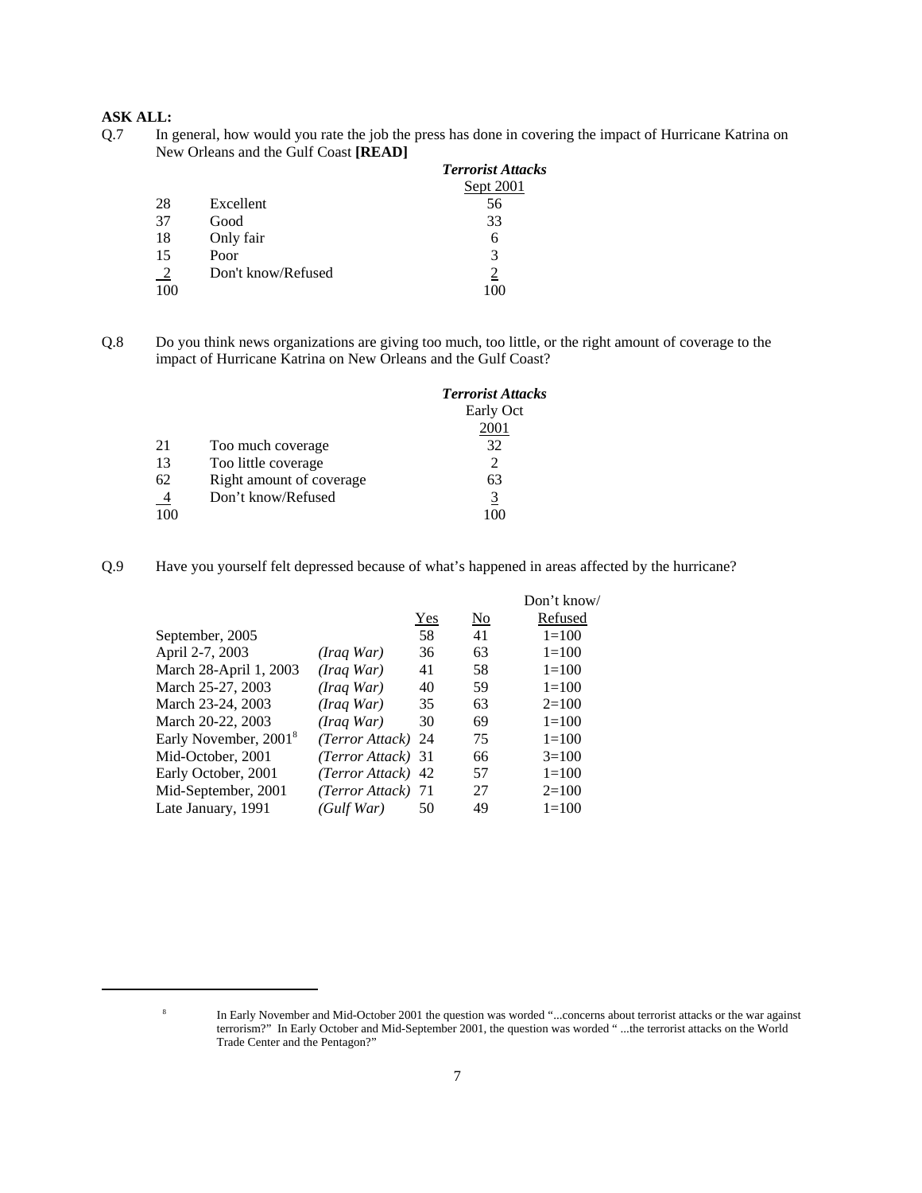**ASK ALL:**

Q.7 In general, how would you rate the job the press has done in covering the impact of Hurricane Katrina on New Orleans and the Gulf Coast **[READ]**

| | | *Terrorist Attacks* Sept 2001 |
|---|---|---|
| 28 | Excellent | 56 |
| 37 | Good | 33 |
| 18 | Only fair | 6 |
| 15 | Poor | 3 |
| 2 | Don't know/Refused | 2 |
| 100 | | 100 |

Q.8 Do you think news organizations are giving too much, too little, or the right amount of coverage to the impact of Hurricane Katrina on New Orleans and the Gulf Coast?

| | | *Terrorist Attacks* Early Oct 2001 |
|---|---|---|
| 21 | Too much coverage | 32 |
| 13 | Too little coverage | 2 |
| 62 | Right amount of coverage | 63 |
| 4 | Don't know/Refused | 3 |
| 100 | | 100 |

Q.9 Have you yourself felt depressed because of what's happened in areas affected by the hurricane?

| | | Yes | No | Don't know/ Refused |
|---|---|---|---|---|
| September, 2005 | | 58 | 41 | 1=100 |
| April 2-7, 2003 | *(Iraq War)* | 36 | 63 | 1=100 |
| March 28-April 1, 2003 | *(Iraq War)* | 41 | 58 | 1=100 |
| March 25-27, 2003 | *(Iraq War)* | 40 | 59 | 1=100 |
| March 23-24, 2003 | *(Iraq War)* | 35 | 63 | 2=100 |
| March 20-22, 2003 | *(Iraq War)* | 30 | 69 | 1=100 |
| Early November, 2001[8] | *(Terror Attack)* | 24 | 75 | 1=100 |
| Mid-October, 2001 | *(Terror Attack)* | 31 | 66 | 3=100 |
| Early October, 2001 | *(Terror Attack)* | 42 | 57 | 1=100 |
| Mid-September, 2001 | *(Terror Attack)* | 71 | 27 | 2=100 |
| Late January, 1991 | *(Gulf War)* | 50 | 49 | 1=100 |

---

[8] In Early November and Mid-October 2001 the question was worded "...concerns about terrorist attacks or the war against terrorism?" In Early October and Mid-September 2001, the question was worded " ...the terrorist attacks on the World Trade Center and the Pentagon?"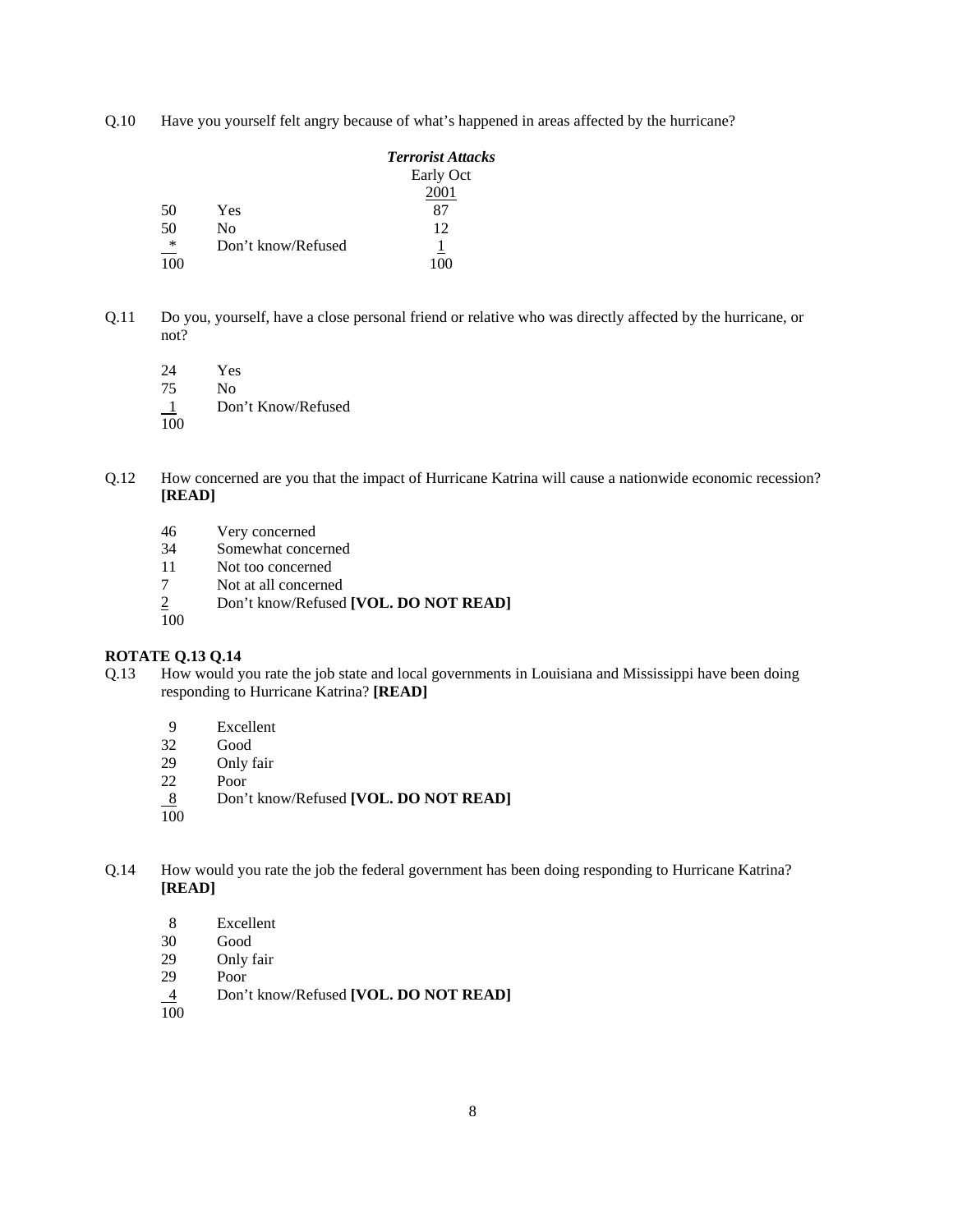Q.10 Have you yourself felt angry because of what's happened in areas affected by the hurricane?

| | | *Terrorist Attacks* Early Oct 2001 |
|---|---|---|
| 50 | Yes | 87 |
| 50 | No | 12 |
| * | Don't know/Refused | 1 |
| 100 | | 100 |

Q.11 Do you, yourself, have a close personal friend or relative who was directly affected by the hurricane, or not?

| | |
|---|---|
| 24 | Yes |
| 75 | No |
| 1 | Don't Know/Refused |
| 100 | |

Q.12 How concerned are you that the impact of Hurricane Katrina will cause a nationwide economic recession? **[READ]**

| | |
|---|---|
| 46 | Very concerned |
| 34 | Somewhat concerned |
| 11 | Not too concerned |
| 7 | Not at all concerned |
| 2 | Don't know/Refused **[VOL. DO NOT READ]** |
| 100 | |

**ROTATE Q.13 Q.14**

Q.13 How would you rate the job state and local governments in Louisiana and Mississippi have been doing responding to Hurricane Katrina? **[READ]**

| | |
|---|---|
| 9 | Excellent |
| 32 | Good |
| 29 | Only fair |
| 22 | Poor |
| 8 | Don't know/Refused **[VOL. DO NOT READ]** |
| 100 | |

Q.14 How would you rate the job the federal government has been doing responding to Hurricane Katrina? **[READ]**

| | |
|---|---|
| 8 | Excellent |
| 30 | Good |
| 29 | Only fair |
| 29 | Poor |
| 4 | Don't know/Refused **[VOL. DO NOT READ]** |
| 100 | |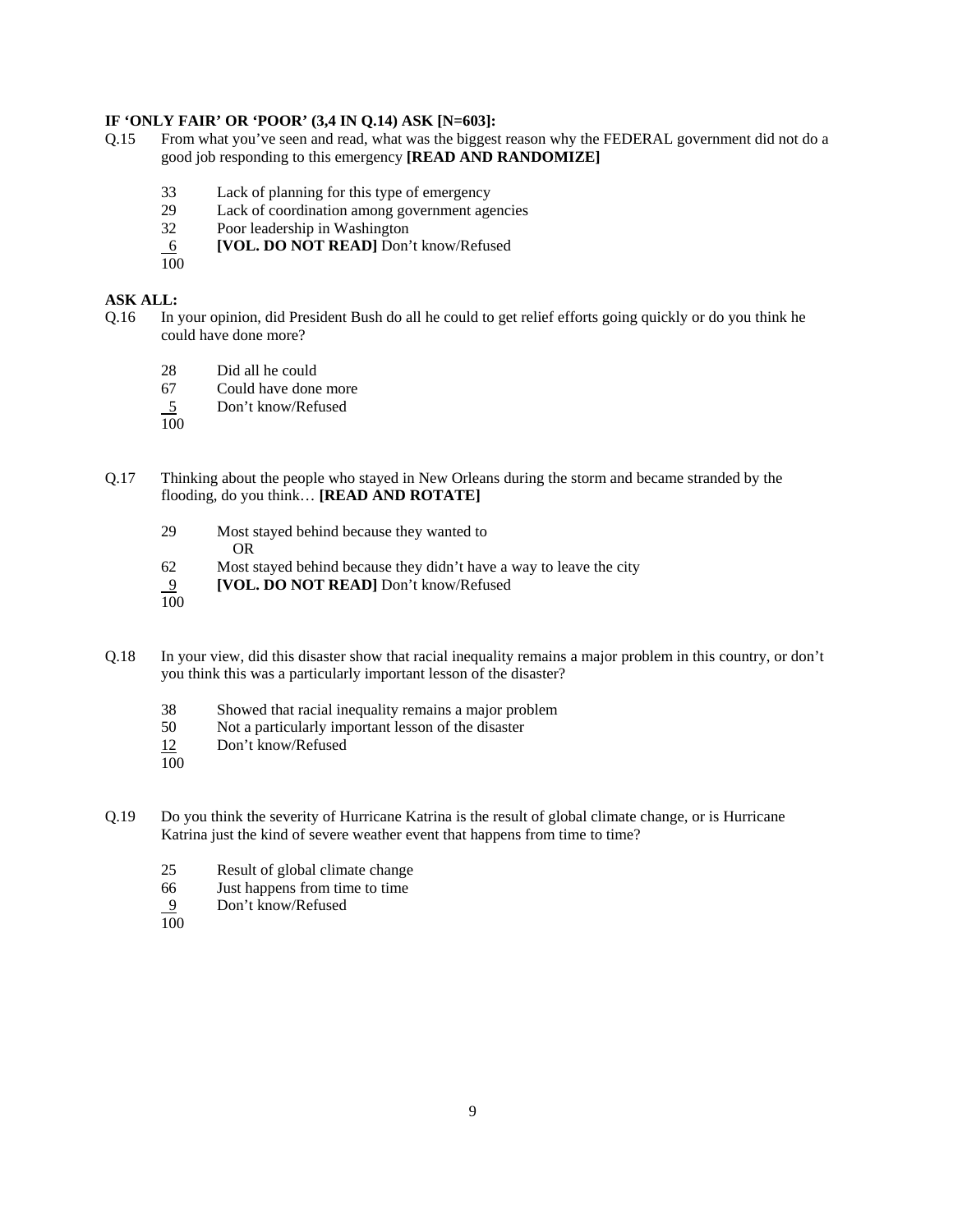**IF 'ONLY FAIR' OR 'POOR' (3,4 IN Q.14) ASK [N=603]:**

Q.15 From what you've seen and read, what was the biggest reason why the FEDERAL government did not do a good job responding to this emergency **[READ AND RANDOMIZE]**

33 Lack of planning for this type of emergency
29 Lack of coordination among government agencies
32 Poor leadership in Washington
6 **[VOL. DO NOT READ]** Don't know/Refused
100

**ASK ALL:**

Q.16 In your opinion, did President Bush do all he could to get relief efforts going quickly or do you think he could have done more?

28 Did all he could
67 Could have done more
5 Don't know/Refused
100

Q.17 Thinking about the people who stayed in New Orleans during the storm and became stranded by the flooding, do you think… **[READ AND ROTATE]**

29 Most stayed behind because they wanted to
OR
62 Most stayed behind because they didn't have a way to leave the city
9 **[VOL. DO NOT READ]** Don't know/Refused
100

Q.18 In your view, did this disaster show that racial inequality remains a major problem in this country, or don't you think this was a particularly important lesson of the disaster?

38 Showed that racial inequality remains a major problem
50 Not a particularly important lesson of the disaster
12 Don't know/Refused
100

Q.19 Do you think the severity of Hurricane Katrina is the result of global climate change, or is Hurricane Katrina just the kind of severe weather event that happens from time to time?

25 Result of global climate change
66 Just happens from time to time
9 Don't know/Refused
100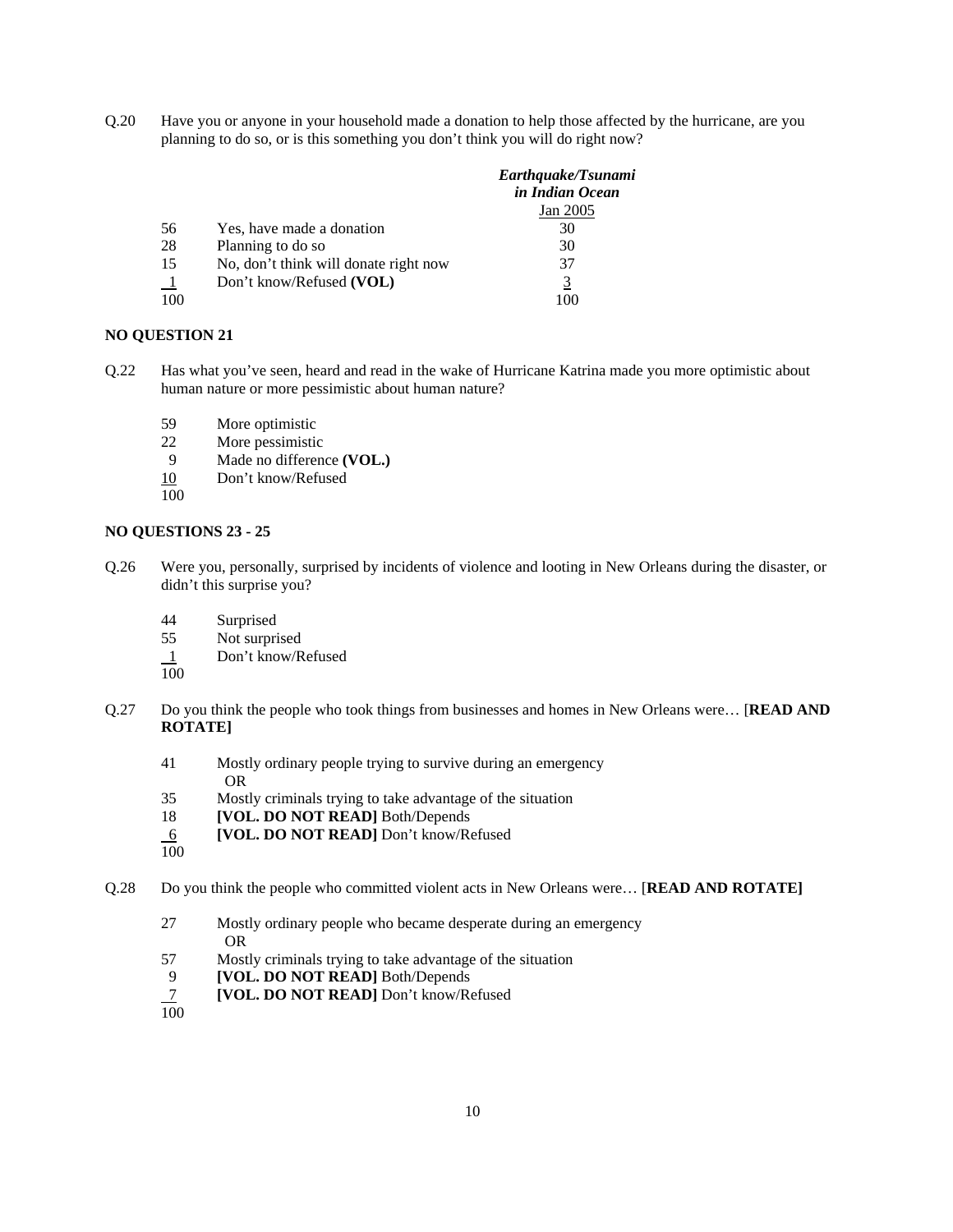Q.20 Have you or anyone in your household made a donation to help those affected by the hurricane, are you planning to do so, or is this something you don't think you will do right now?

| | | *Earthquake/Tsunami in Indian Ocean* Jan 2005 |
|---|---|---|
| 56 | Yes, have made a donation | 30 |
| 28 | Planning to do so | 30 |
| 15 | No, don't think will donate right now | 37 |
| 1 | Don't know/Refused **(VOL)** | 3 |
| 100 | | 100 |

**NO QUESTION 21**

Q.22 Has what you've seen, heard and read in the wake of Hurricane Katrina made you more optimistic about human nature or more pessimistic about human nature?

| | |
|---|---|
| 59 | More optimistic |
| 22 | More pessimistic |
| 9 | Made no difference **(VOL.)** |
| 10 | Don't know/Refused |
| 100 | |

**NO QUESTIONS 23 - 25**

Q.26 Were you, personally, surprised by incidents of violence and looting in New Orleans during the disaster, or didn't this surprise you?

| | |
|---|---|
| 44 | Surprised |
| 55 | Not surprised |
| 1 | Don't know/Refused |
| 100 | |

Q.27 Do you think the people who took things from businesses and homes in New Orleans were… [**READ AND ROTATE]**

| | |
|---|---|
| 41 | Mostly ordinary people trying to survive during an emergency OR |
| 35 | Mostly criminals trying to take advantage of the situation |
| 18 | **[VOL. DO NOT READ]** Both/Depends |
| 6 | **[VOL. DO NOT READ]** Don't know/Refused |
| 100 | |

Q.28 Do you think the people who committed violent acts in New Orleans were… [**READ AND ROTATE]**

| | |
|---|---|
| 27 | Mostly ordinary people who became desperate during an emergency OR |
| 57 | Mostly criminals trying to take advantage of the situation |
| 9 | **[VOL. DO NOT READ]** Both/Depends |
| 7 | **[VOL. DO NOT READ]** Don't know/Refused |
| 100 | |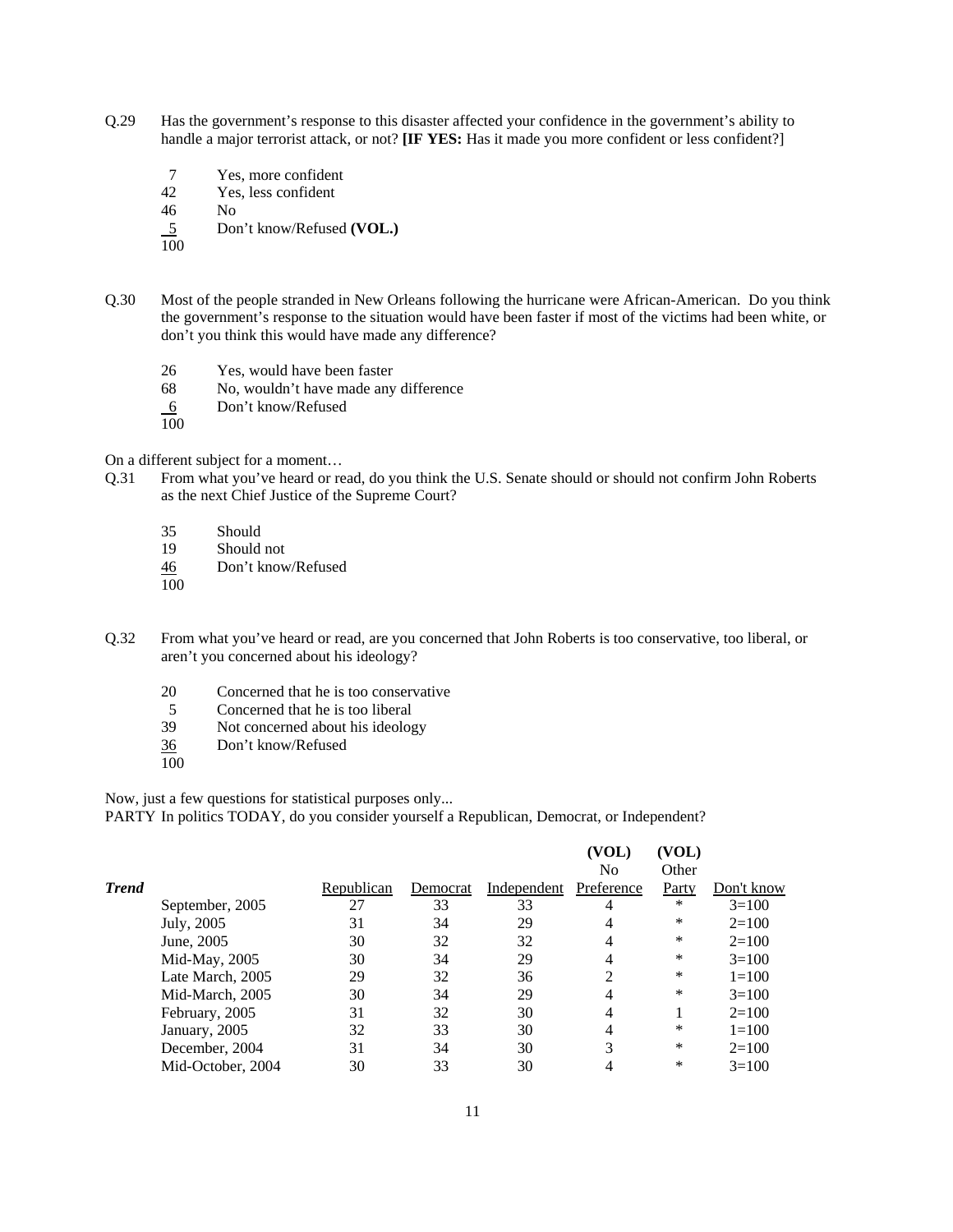Q.29 Has the government's response to this disaster affected your confidence in the government's ability to handle a major terrorist attack, or not? **[IF YES:** Has it made you more confident or less confident?]

7 Yes, more confident
42 Yes, less confident
46 No
5 Don't know/Refused **(VOL.)**
100

Q.30 Most of the people stranded in New Orleans following the hurricane were African-American. Do you think the government's response to the situation would have been faster if most of the victims had been white, or don't you think this would have made any difference?

26 Yes, would have been faster
68 No, wouldn't have made any difference
6 Don't know/Refused
100

On a different subject for a moment…

Q.31 From what you've heard or read, do you think the U.S. Senate should or should not confirm John Roberts as the next Chief Justice of the Supreme Court?

35 Should
19 Should not
46 Don't know/Refused
100

Q.32 From what you've heard or read, are you concerned that John Roberts is too conservative, too liberal, or aren't you concerned about his ideology?

20 Concerned that he is too conservative
5 Concerned that he is too liberal
39 Not concerned about his ideology
36 Don't know/Refused
100

Now, just a few questions for statistical purposes only...

PARTY In politics TODAY, do you consider yourself a Republican, Democrat, or Independent?

| ***Trend*** | Republican | Democrat | Independent | (VOL) No Preference | (VOL) Other Party | Don't know |
|---|---|---|---|---|---|---|
| September, 2005 | 27 | 33 | 33 | 4 | * | 3=100 |
| July, 2005 | 31 | 34 | 29 | 4 | * | 2=100 |
| June, 2005 | 30 | 32 | 32 | 4 | * | 2=100 |
| Mid-May, 2005 | 30 | 34 | 29 | 4 | * | 3=100 |
| Late March, 2005 | 29 | 32 | 36 | 2 | * | 1=100 |
| Mid-March, 2005 | 30 | 34 | 29 | 4 | * | 3=100 |
| February, 2005 | 31 | 32 | 30 | 4 | 1 | 2=100 |
| January, 2005 | 32 | 33 | 30 | 4 | * | 1=100 |
| December, 2004 | 31 | 34 | 30 | 3 | * | 2=100 |
| Mid-October, 2004 | 30 | 33 | 30 | 4 | * | 3=100 |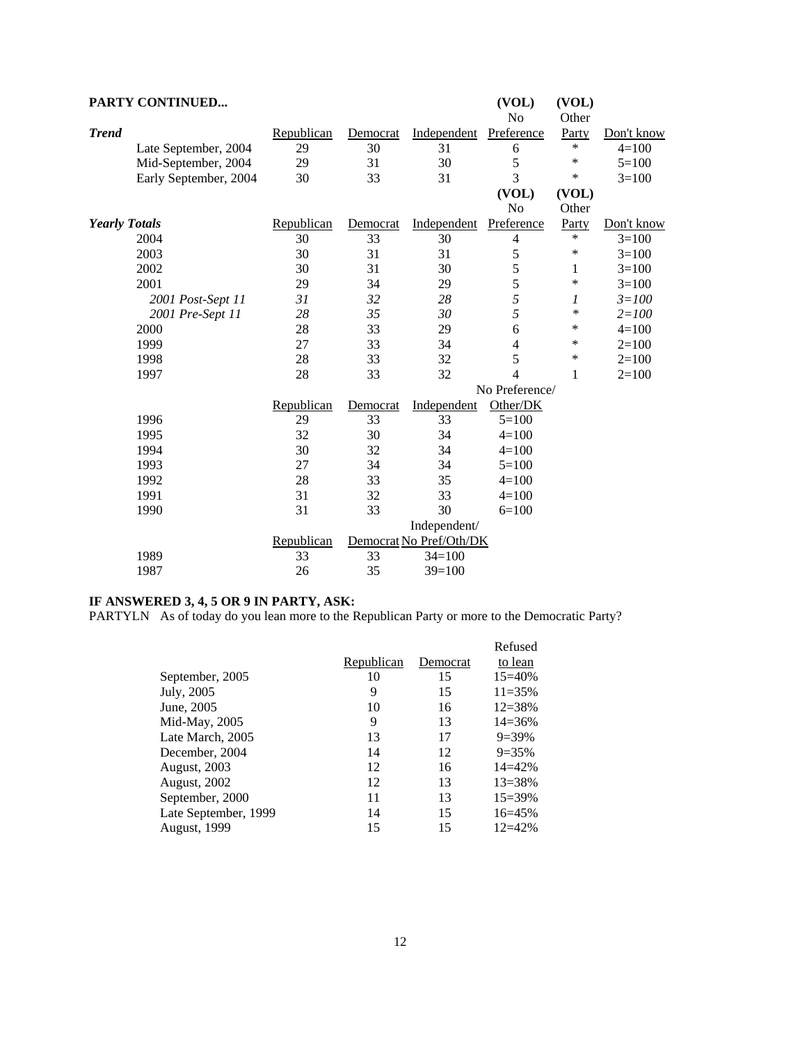**PARTY CONTINUED...**

| *Trend* | Republican | Democrat | Independent | (VOL) No Preference | (VOL) Other Party | Don't know |
|---|---|---|---|---|---|---|
| Late September, 2004 | 29 | 30 | 31 | 6 | * | 4=100 |
| Mid-September, 2004 | 29 | 31 | 30 | 5 | * | 5=100 |
| Early September, 2004 | 30 | 33 | 31 | 3 | * | 3=100 |

| *Yearly Totals* | Republican | Democrat | Independent | (VOL) No Preference | (VOL) Other Party | Don't know |
|---|---|---|---|---|---|---|
| 2004 | 30 | 33 | 30 | 4 | * | 3=100 |
| 2003 | 30 | 31 | 31 | 5 | * | 3=100 |
| 2002 | 30 | 31 | 30 | 5 | 1 | 3=100 |
| 2001 | 29 | 34 | 29 | 5 | * | 3=100 |
| *2001 Post-Sept 11* | *31* | *32* | *28* | *5* | *1* | *3=100* |
| *2001 Pre-Sept 11* | *28* | *35* | *30* | *5* | * | *2=100* |
| 2000 | 28 | 33 | 29 | 6 | * | 4=100 |
| 1999 | 27 | 33 | 34 | 4 | * | 2=100 |
| 1998 | 28 | 33 | 32 | 5 | * | 2=100 |
| 1997 | 28 | 33 | 32 | 4 | 1 | 2=100 |

| | Republican | Democrat | Independent | No Preference/ Other/DK |
|---|---|---|---|---|
| 1996 | 29 | 33 | 33 | 5=100 |
| 1995 | 32 | 30 | 34 | 4=100 |
| 1994 | 30 | 32 | 34 | 4=100 |
| 1993 | 27 | 34 | 34 | 5=100 |
| 1992 | 28 | 33 | 35 | 4=100 |
| 1991 | 31 | 32 | 33 | 4=100 |
| 1990 | 31 | 33 | 30 | 6=100 |

| | Republican | Democrat | Independent/ No Pref/Oth/DK |
|---|---|---|---|
| 1989 | 33 | 33 | 34=100 |
| 1987 | 26 | 35 | 39=100 |

**IF ANSWERED 3, 4, 5 OR 9 IN PARTY, ASK:**

PARTYLN As of today do you lean more to the Republican Party or more to the Democratic Party?

| | Republican | Democrat | Refused to lean |
|---|---|---|---|
| September, 2005 | 10 | 15 | 15=40% |
| July, 2005 | 9 | 15 | 11=35% |
| June, 2005 | 10 | 16 | 12=38% |
| Mid-May, 2005 | 9 | 13 | 14=36% |
| Late March, 2005 | 13 | 17 | 9=39% |
| December, 2004 | 14 | 12 | 9=35% |
| August, 2003 | 12 | 16 | 14=42% |
| August, 2002 | 12 | 13 | 13=38% |
| September, 2000 | 11 | 13 | 15=39% |
| Late September, 1999 | 14 | 15 | 16=45% |
| August, 1999 | 15 | 15 | 12=42% |